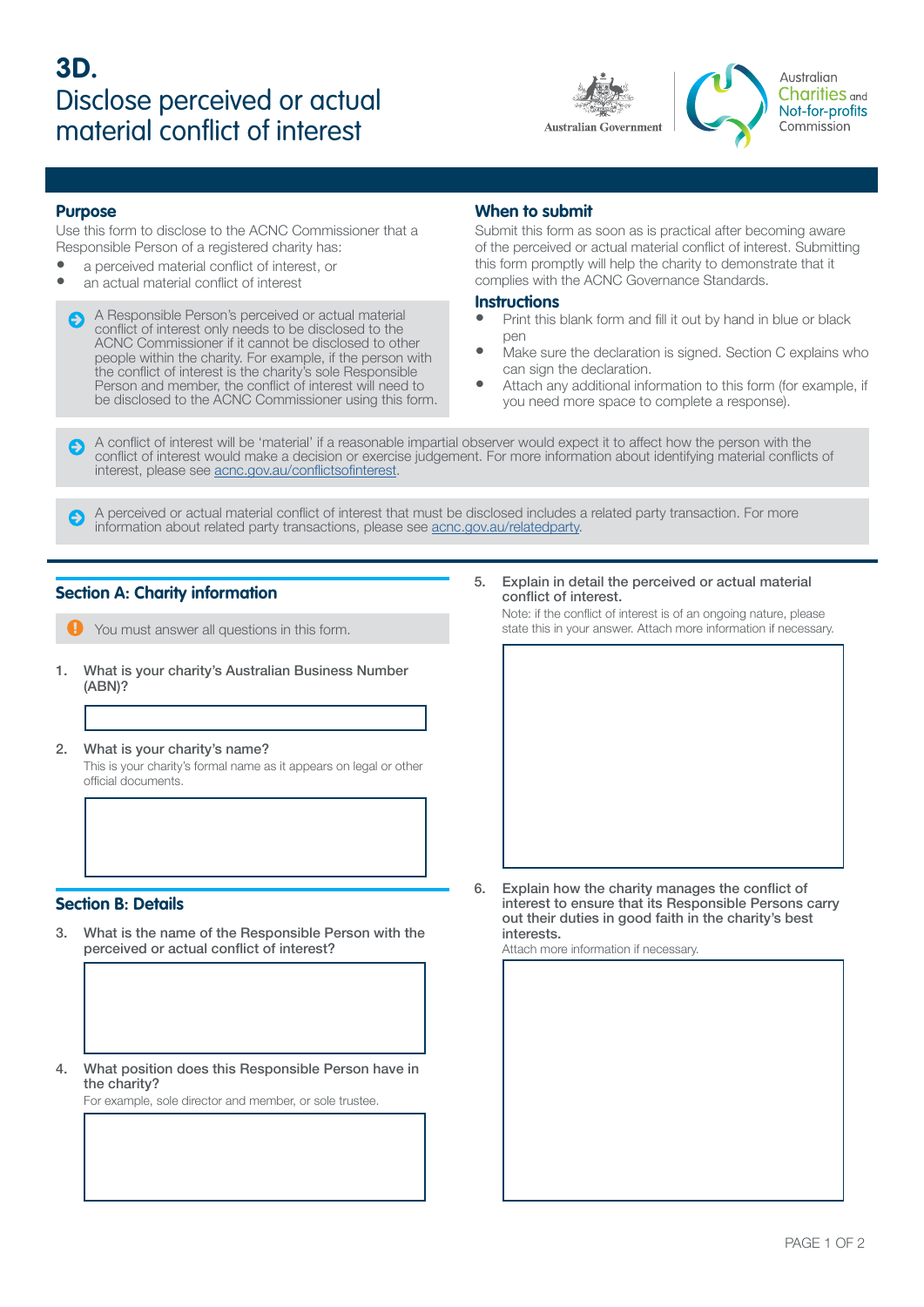# 3D.
# Disclose perceived or actual material conflict of interest

Australian Government

Australian Charities and Not-for-profits Commission

## Purpose

Use this form to disclose to the ACNC Commissioner that a Responsible Person of a registered charity has:

- a perceived material conflict of interest, or
- an actual material conflict of interest

A Responsible Person's perceived or actual material conflict of interest only needs to be disclosed to the ACNC Commissioner if it cannot be disclosed to other people within the charity. For example, if the person with the conflict of interest is the charity's sole Responsible Person and member, the conflict of interest will need to be disclosed to the ACNC Commissioner using this form.

## When to submit

Submit this form as soon as is practical after becoming aware of the perceived or actual material conflict of interest. Submitting this form promptly will help the charity to demonstrate that it complies with the ACNC Governance Standards.

## Instructions

- Print this blank form and fill it out by hand in blue or black pen
- Make sure the declaration is signed. Section C explains who can sign the declaration.
- Attach any additional information to this form (for example, if you need more space to complete a response).

A conflict of interest will be 'material' if a reasonable impartial observer would expect it to affect how the person with the conflict of interest would make a decision or exercise judgement. For more information about identifying material conflicts of interest, please see acnc.gov.au/conflictsofinterest.

A perceived or actual material conflict of interest that must be disclosed includes a related party transaction. For more information about related party transactions, please see acnc.gov.au/relatedparty.

## Section A: Charity information

You must answer all questions in this form.

1. **What is your charity's Australian Business Number (ABN)?**

2. **What is your charity's name?**
   This is your charity's formal name as it appears on legal or other official documents.

## Section B: Details

3. **What is the name of the Responsible Person with the perceived or actual conflict of interest?**

4. **What position does this Responsible Person have in the charity?**
   For example, sole director and member, or sole trustee.

5. **Explain in detail the perceived or actual material conflict of interest.**
   Note: if the conflict of interest is of an ongoing nature, please state this in your answer. Attach more information if necessary.

6. **Explain how the charity manages the conflict of interest to ensure that its Responsible Persons carry out their duties in good faith in the charity's best interests.**
   Attach more information if necessary.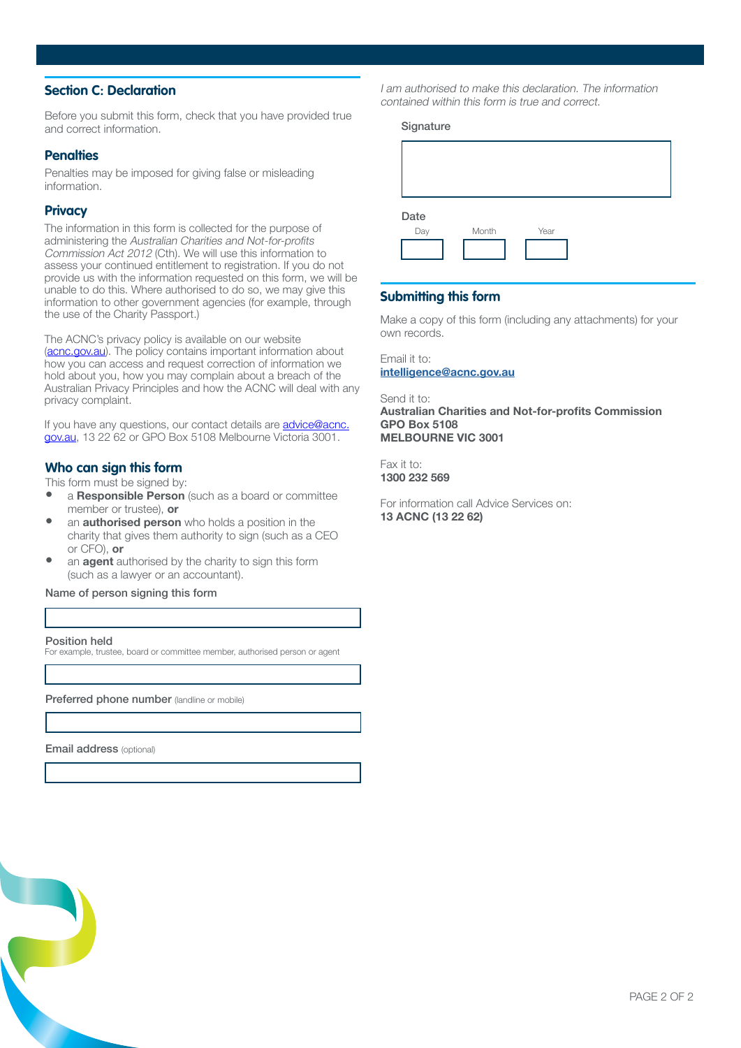## Section C: Declaration

Before you submit this form, check that you have provided true and correct information.

### Penalties

Penalties may be imposed for giving false or misleading information.

### Privacy

The information in this form is collected for the purpose of administering the *Australian Charities and Not-for-profits Commission Act 2012* (Cth). We will use this information to assess your continued entitlement to registration. If you do not provide us with the information requested on this form, we will be unable to do this. Where authorised to do so, we may give this information to other government agencies (for example, through the use of the Charity Passport.)

The ACNC's privacy policy is available on our website (acnc.gov.au). The policy contains important information about how you can access and request correction of information we hold about you, how you may complain about a breach of the Australian Privacy Principles and how the ACNC will deal with any privacy complaint.

If you have any questions, our contact details are advice@acnc.gov.au, 13 22 62 or GPO Box 5108 Melbourne Victoria 3001.

### Who can sign this form

This form must be signed by:

- a **Responsible Person** (such as a board or committee member or trustee), **or**
- an **authorised person** who holds a position in the charity that gives them authority to sign (such as a CEO or CFO), **or**
- an **agent** authorised by the charity to sign this form (such as a lawyer or an accountant).

Name of person signing this form

Position held
For example, trustee, board or committee member, authorised person or agent

Preferred phone number (landline or mobile)

Email address (optional)

*I am authorised to make this declaration. The information contained within this form is true and correct.*

Signature

Date
Day Month Year

## Submitting this form

Make a copy of this form (including any attachments) for your own records.

Email it to:
**intelligence@acnc.gov.au**

Send it to:
**Australian Charities and Not-for-profits Commission**
**GPO Box 5108**
**MELBOURNE VIC 3001**

Fax it to:
**1300 232 569**

For information call Advice Services on:
**13 ACNC (13 22 62)**